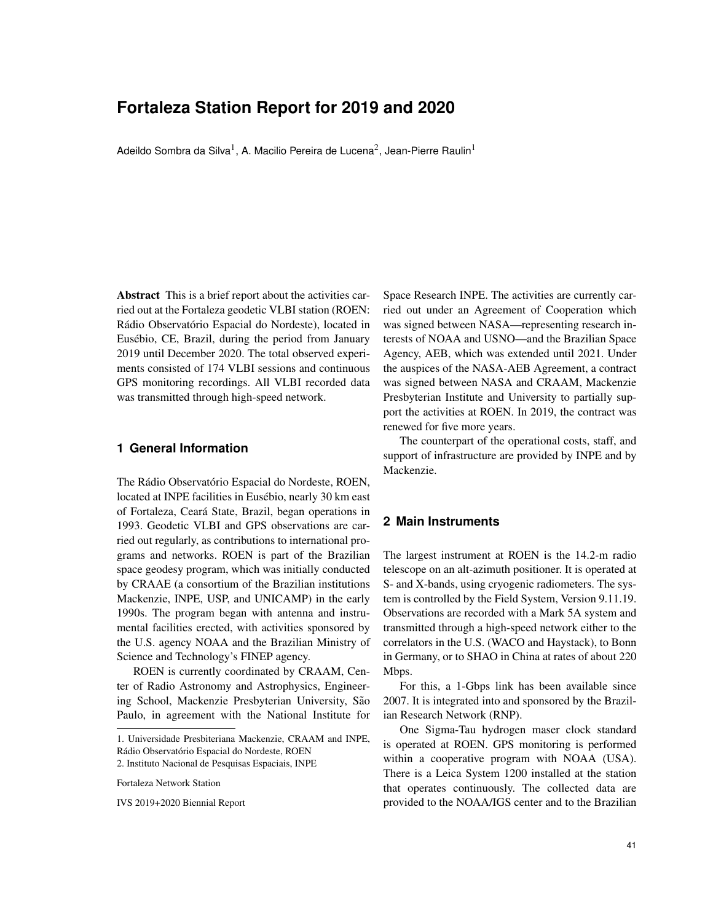# Fortaleza Station Report for 2019 and 2020

Adeildo Sombra da Silva[1], A. Macilio Pereira de Lucena[2], Jean-Pierre Raulin[1]

**Abstract** This is a brief report about the activities carried out at the Fortaleza geodetic VLBI station (ROEN: Rádio Observatório Espacial do Nordeste), located in Eusébio, CE, Brazil, during the period from January 2019 until December 2020. The total observed experiments consisted of 174 VLBI sessions and continuous GPS monitoring recordings. All VLBI recorded data was transmitted through high-speed network.

## 1 General Information

The Rádio Observatório Espacial do Nordeste, ROEN, located at INPE facilities in Eusébio, nearly 30 km east of Fortaleza, Ceará State, Brazil, began operations in 1993. Geodetic VLBI and GPS observations are carried out regularly, as contributions to international programs and networks. ROEN is part of the Brazilian space geodesy program, which was initially conducted by CRAAE (a consortium of the Brazilian institutions Mackenzie, INPE, USP, and UNICAMP) in the early 1990s. The program began with antenna and instrumental facilities erected, with activities sponsored by the U.S. agency NOAA and the Brazilian Ministry of Science and Technology's FINEP agency.

ROEN is currently coordinated by CRAAM, Center of Radio Astronomy and Astrophysics, Engineering School, Mackenzie Presbyterian University, São Paulo, in agreement with the National Institute for Space Research INPE. The activities are currently carried out under an Agreement of Cooperation which was signed between NASA—representing research interests of NOAA and USNO—and the Brazilian Space Agency, AEB, which was extended until 2021. Under the auspices of the NASA-AEB Agreement, a contract was signed between NASA and CRAAM, Mackenzie Presbyterian Institute and University to partially support the activities at ROEN. In 2019, the contract was renewed for five more years.

The counterpart of the operational costs, staff, and support of infrastructure are provided by INPE and by Mackenzie.

## 2 Main Instruments

The largest instrument at ROEN is the 14.2-m radio telescope on an alt-azimuth positioner. It is operated at S- and X-bands, using cryogenic radiometers. The system is controlled by the Field System, Version 9.11.19. Observations are recorded with a Mark 5A system and transmitted through a high-speed network either to the correlators in the U.S. (WACO and Haystack), to Bonn in Germany, or to SHAO in China at rates of about 220 Mbps.

For this, a 1-Gbps link has been available since 2007. It is integrated into and sponsored by the Brazilian Research Network (RNP).

One Sigma-Tau hydrogen maser clock standard is operated at ROEN. GPS monitoring is performed within a cooperative program with NOAA (USA). There is a Leica System 1200 installed at the station that operates continuously. The collected data are provided to the NOAA/IGS center and to the Brazilian

1. Universidade Presbiteriana Mackenzie, CRAAM and INPE, Rádio Observatório Espacial do Nordeste, ROEN
2. Instituto Nacional de Pesquisas Espaciais, INPE

Fortaleza Network Station

IVS 2019+2020 Biennial Report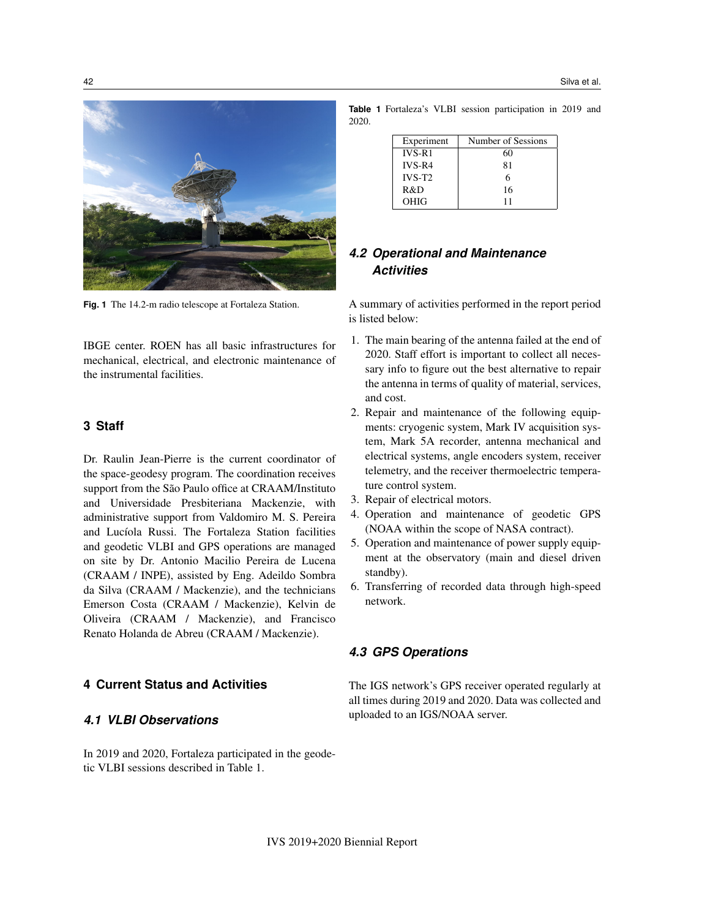Fig. 1 The 14.2-m radio telescope at Fortaleza Station.

IBGE center. ROEN has all basic infrastructures for mechanical, electrical, and electronic maintenance of the instrumental facilities.

## 3 Staff

Dr. Raulin Jean-Pierre is the current coordinator of the space-geodesy program. The coordination receives support from the São Paulo office at CRAAM/Instituto and Universidade Presbiteriana Mackenzie, with administrative support from Valdomiro M. S. Pereira and Lucíola Russi. The Fortaleza Station facilities and geodetic VLBI and GPS operations are managed on site by Dr. Antonio Macilio Pereira de Lucena (CRAAM / INPE), assisted by Eng. Adeildo Sombra da Silva (CRAAM / Mackenzie), and the technicians Emerson Costa (CRAAM / Mackenzie), Kelvin de Oliveira (CRAAM / Mackenzie), and Francisco Renato Holanda de Abreu (CRAAM / Mackenzie).

## 4 Current Status and Activities

### 4.1 VLBI Observations

In 2019 and 2020, Fortaleza participated in the geodetic VLBI sessions described in Table 1.

**Table 1** Fortaleza's VLBI session participation in 2019 and 2020.

| Experiment | Number of Sessions |
|---|---|
| IVS-R1 | 60 |
| IVS-R4 | 81 |
| IVS-T2 | 6 |
| R&D | 16 |
| OHIG | 11 |

### 4.2 Operational and Maintenance Activities

A summary of activities performed in the report period is listed below:

1. The main bearing of the antenna failed at the end of 2020. Staff effort is important to collect all necessary info to figure out the best alternative to repair the antenna in terms of quality of material, services, and cost.
2. Repair and maintenance of the following equipments: cryogenic system, Mark IV acquisition system, Mark 5A recorder, antenna mechanical and electrical systems, angle encoders system, receiver telemetry, and the receiver thermoelectric temperature control system.
3. Repair of electrical motors.
4. Operation and maintenance of geodetic GPS (NOAA within the scope of NASA contract).
5. Operation and maintenance of power supply equipment at the observatory (main and diesel driven standby).
6. Transferring of recorded data through high-speed network.

### 4.3 GPS Operations

The IGS network's GPS receiver operated regularly at all times during 2019 and 2020. Data was collected and uploaded to an IGS/NOAA server.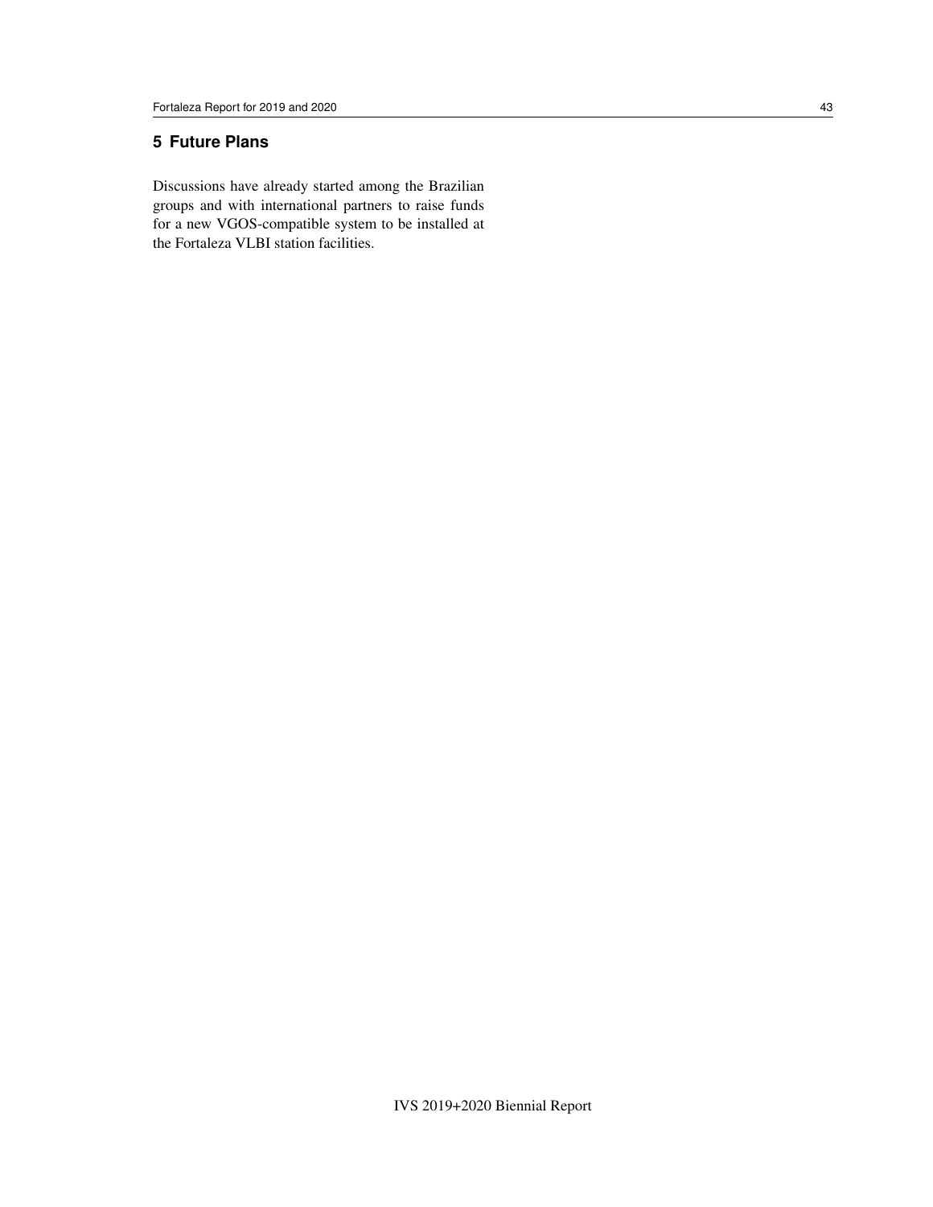## 5 Future Plans

Discussions have already started among the Brazilian groups and with international partners to raise funds for a new VGOS-compatible system to be installed at the Fortaleza VLBI station facilities.